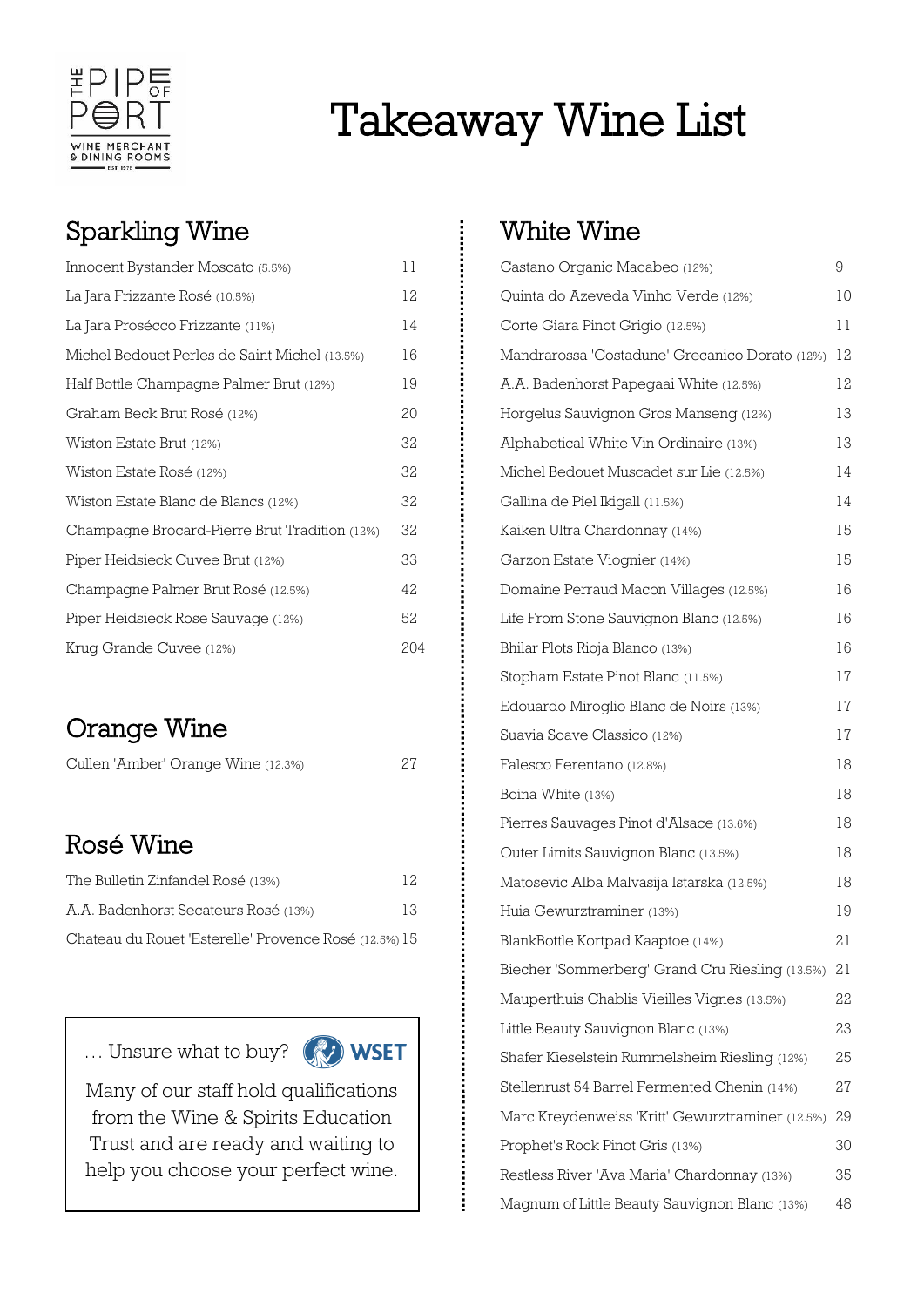# Takeaway Wine List

## Sparkling Wine

| Wine | Price |
|---|---|
| Innocent Bystander Moscato (5.5%) | 11 |
| La Jara Frizzante Rosé (10.5%) | 12 |
| La Jara Prosécco Frizzante (11%) | 14 |
| Michel Bedouet Perles de Saint Michel (13.5%) | 16 |
| Half Bottle Champagne Palmer Brut (12%) | 19 |
| Graham Beck Brut Rosé (12%) | 20 |
| Wiston Estate Brut (12%) | 32 |
| Wiston Estate Rosé (12%) | 32 |
| Wiston Estate Blanc de Blancs (12%) | 32 |
| Champagne Brocard-Pierre Brut Tradition (12%) | 32 |
| Piper Heidsieck Cuvee Brut (12%) | 33 |
| Champagne Palmer Brut Rosé (12.5%) | 42 |
| Piper Heidsieck Rose Sauvage (12%) | 52 |
| Krug Grande Cuvee (12%) | 204 |

## Orange Wine

| Wine | Price |
|---|---|
| Cullen 'Amber' Orange Wine (12.3%) | 27 |

## Rosé Wine

| Wine | Price |
|---|---|
| The Bulletin Zinfandel Rosé (13%) | 12 |
| A.A. Badenhorst Secateurs Rosé (13%) | 13 |
| Chateau du Rouet 'Esterelle' Provence Rosé (12.5%) | 15 |

... Unsure what to buy? WSET

Many of our staff hold qualifications from the Wine & Spirits Education Trust and are ready and waiting to help you choose your perfect wine.

## White Wine

| Wine | Price |
|---|---|
| Castano Organic Macabeo (12%) | 9 |
| Quinta do Azeveda Vinho Verde (12%) | 10 |
| Corte Giara Pinot Grigio (12.5%) | 11 |
| Mandrarossa 'Costadune' Grecanico Dorato (12%) | 12 |
| A.A. Badenhorst Papegaai White (12.5%) | 12 |
| Horgelus Sauvignon Gros Manseng (12%) | 13 |
| Alphabetical White Vin Ordinaire (13%) | 13 |
| Michel Bedouet Muscadet sur Lie (12.5%) | 14 |
| Gallina de Piel Ikigall (11.5%) | 14 |
| Kaiken Ultra Chardonnay (14%) | 15 |
| Garzon Estate Viognier (14%) | 15 |
| Domaine Perraud Macon Villages (12.5%) | 16 |
| Life From Stone Sauvignon Blanc (12.5%) | 16 |
| Bhilar Plots Rioja Blanco (13%) | 16 |
| Stopham Estate Pinot Blanc (11.5%) | 17 |
| Edouardo Miroglio Blanc de Noirs (13%) | 17 |
| Suavia Soave Classico (12%) | 17 |
| Falesco Ferentano (12.8%) | 18 |
| Boina White (13%) | 18 |
| Pierres Sauvages Pinot d'Alsace (13.6%) | 18 |
| Outer Limits Sauvignon Blanc (13.5%) | 18 |
| Matosevic Alba Malvasija Istarska (12.5%) | 18 |
| Huia Gewurztraminer (13%) | 19 |
| BlankBottle Kortpad Kaaptoe (14%) | 21 |
| Biecher 'Sommerberg' Grand Cru Riesling (13.5%) | 21 |
| Mauperthuis Chablis Vieilles Vignes (13.5%) | 22 |
| Little Beauty Sauvignon Blanc (13%) | 23 |
| Shafer Kieselstein Rummelsheim Riesling (12%) | 25 |
| Stellenrust 54 Barrel Fermented Chenin (14%) | 27 |
| Marc Kreydenweiss 'Kritt' Gewurztraminer (12.5%) | 29 |
| Prophet's Rock Pinot Gris (13%) | 30 |
| Restless River 'Ava Maria' Chardonnay (13%) | 35 |
| Magnum of Little Beauty Sauvignon Blanc (13%) | 48 |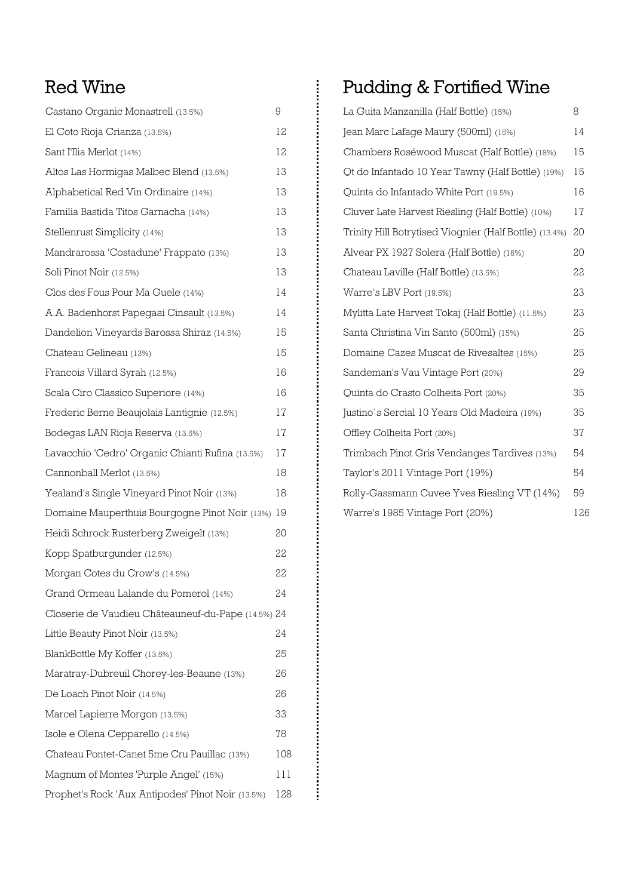## Red Wine

| | |
|---|---|
| Castano Organic Monastrell (13.5%) | 9 |
| El Coto Rioja Crianza (13.5%) | 12 |
| Sant I'llia Merlot (14%) | 12 |
| Altos Las Hormigas Malbec Blend (13.5%) | 13 |
| Alphabetical Red Vin Ordinaire (14%) | 13 |
| Familia Bastida Titos Garnacha (14%) | 13 |
| Stellenrust Simplicity (14%) | 13 |
| Mandrarossa 'Costadune' Frappato (13%) | 13 |
| Soli Pinot Noir (12.5%) | 13 |
| Clos des Fous Pour Ma Guele (14%) | 14 |
| A.A. Badenhorst Papegaai Cinsault (13.5%) | 14 |
| Dandelion Vineyards Barossa Shiraz (14.5%) | 15 |
| Chateau Gelineau (13%) | 15 |
| Francois Villard Syrah (12.5%) | 16 |
| Scala Ciro Classico Superiore (14%) | 16 |
| Frederic Berne Beaujolais Lantignie (12.5%) | 17 |
| Bodegas LAN Rioja Reserva (13.5%) | 17 |
| Lavacchio 'Cedro' Organic Chianti Rufina (13.5%) | 17 |
| Cannonball Merlot (13.5%) | 18 |
| Yealand's Single Vineyard Pinot Noir (13%) | 18 |
| Domaine Mauperthuis Bourgogne Pinot Noir (13%) | 19 |
| Heidi Schrock Rusterberg Zweigelt (13%) | 20 |
| Kopp Spatburgunder (12.5%) | 22 |
| Morgan Cotes du Crow's (14.5%) | 22 |
| Grand Ormeau Lalande du Pomerol (14%) | 24 |
| Closerie de Vaudieu Châteauneuf-du-Pape (14.5%) | 24 |
| Little Beauty Pinot Noir (13.5%) | 24 |
| BlankBottle My Koffer (13.5%) | 25 |
| Maratray-Dubreuil Chorey-les-Beaune (13%) | 26 |
| De Loach Pinot Noir (14.5%) | 26 |
| Marcel Lapierre Morgon (13.5%) | 33 |
| Isole e Olena Cepparello (14.5%) | 78 |
| Chateau Pontet-Canet 5me Cru Pauillac (13%) | 108 |
| Magnum of Montes 'Purple Angel' (15%) | 111 |
| Prophet's Rock 'Aux Antipodes' Pinot Noir (13.5%) | 128 |

## Pudding & Fortified Wine

| | |
|---|---|
| La Guita Manzanilla (Half Bottle) (15%) | 8 |
| Jean Marc Lafage Maury (500ml) (15%) | 14 |
| Chambers Roséwood Muscat (Half Bottle) (18%) | 15 |
| Qt do Infantado 10 Year Tawny (Half Bottle) (19%) | 15 |
| Quinta do Infantado White Port (19.5%) | 16 |
| Cluver Late Harvest Riesling (Half Bottle) (10%) | 17 |
| Trinity Hill Botrytised Viognier (Half Bottle) (13.4%) | 20 |
| Alvear PX 1927 Solera (Half Bottle) (16%) | 20 |
| Chateau Laville (Half Bottle) (13.5%) | 22 |
| Warre's LBV Port (19.5%) | 23 |
| Mylitta Late Harvest Tokaj (Half Bottle) (11.5%) | 23 |
| Santa Christina Vin Santo (500ml) (15%) | 25 |
| Domaine Cazes Muscat de Rivesaltes (15%) | 25 |
| Sandeman's Vau Vintage Port (20%) | 29 |
| Quinta do Crasto Colheita Port (20%) | 35 |
| Justino`s Sercial 10 Years Old Madeira (19%) | 35 |
| Offley Colheita Port (20%) | 37 |
| Trimbach Pinot Gris Vendanges Tardives (13%) | 54 |
| Taylor's 2011 Vintage Port (19%) | 54 |
| Rolly-Gassmann Cuvee Yves Riesling VT (14%) | 59 |
| Warre's 1985 Vintage Port (20%) | 126 |